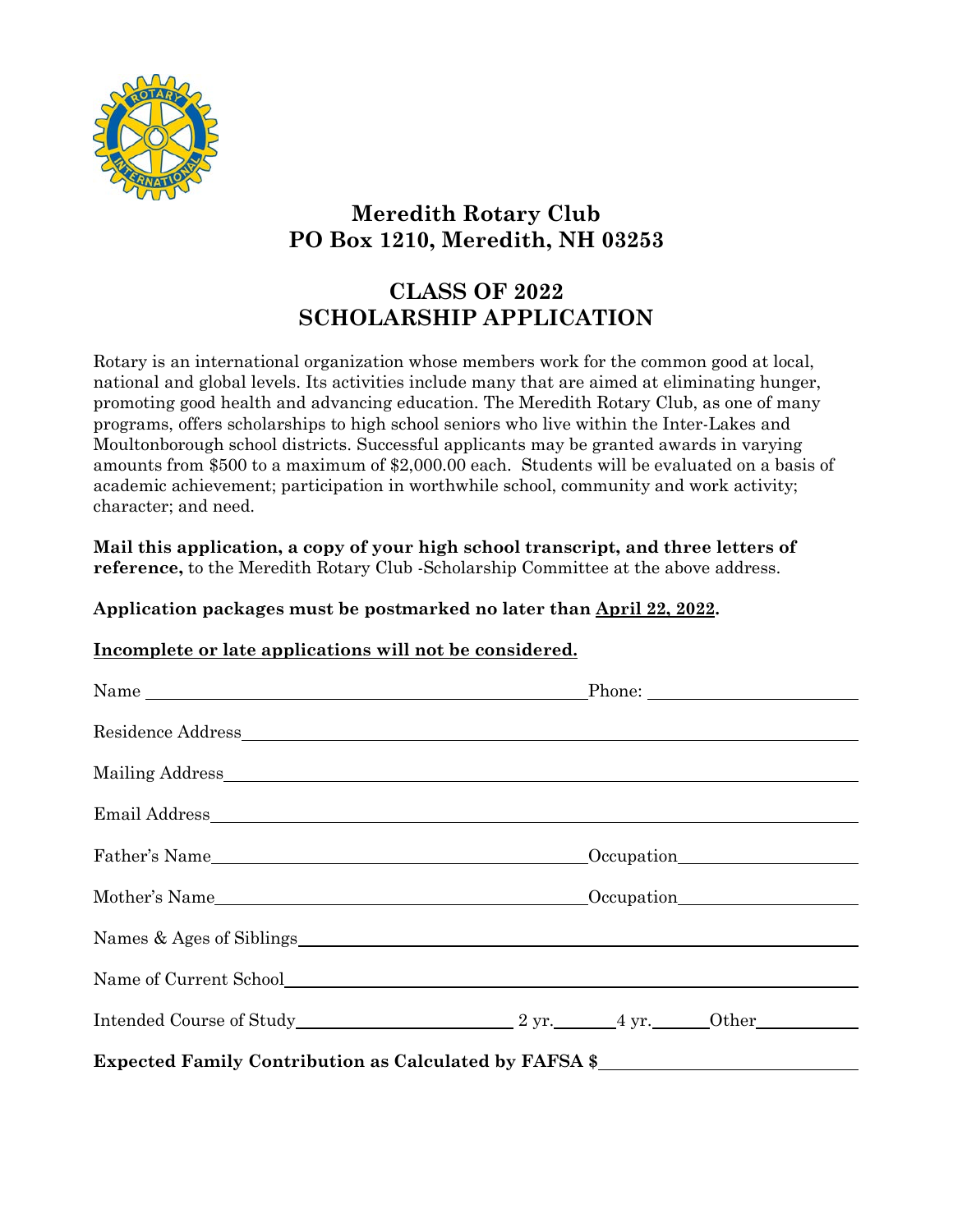# Meredith Rotary Club
## PO Box 1210, Meredith, NH 03253

## CLASS OF 2022
## SCHOLARSHIP APPLICATION

Rotary is an international organization whose members work for the common good at local, national and global levels. Its activities include many that are aimed at eliminating hunger, promoting good health and advancing education. The Meredith Rotary Club, as one of many programs, offers scholarships to high school seniors who live within the Inter-Lakes and Moultonborough school districts. Successful applicants may be granted awards in varying amounts from $500 to a maximum of $2,000.00 each. Students will be evaluated on a basis of academic achievement; participation in worthwhile school, community and work activity; character; and need.

**Mail this application, a copy of your high school transcript, and three letters of reference,** to the Meredith Rotary Club -Scholarship Committee at the above address.

**Application packages must be postmarked no later than <u>April 22, 2022</u>.**

**<u>Incomplete or late applications will not be considered.</u>**

Name ______________________________________ Phone: ____________________

Residence Address ____________________________________________________

Mailing Address ______________________________________________________

Email Address ________________________________________________________

Father's Name ______________________________ Occupation ________________

Mother's Name ______________________________ Occupation ________________

Names & Ages of Siblings ______________________________________________

Name of Current School ________________________________________________

Intended Course of Study ____________________ 2 yr.______ 4 yr.______ Other__________

**Expected Family Contribution as Calculated by FAFSA $**______________________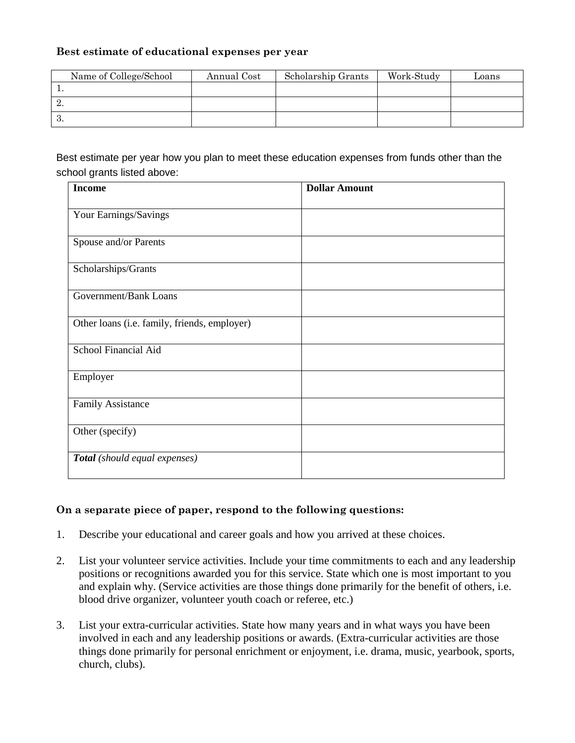**Best estimate of educational expenses per year**

| Name of College/School | Annual Cost | Scholarship Grants | Work-Study | Loans |
|---|---|---|---|---|
| 1. | | | | |
| 2. | | | | |
| 3. | | | | |

Best estimate per year how you plan to meet these education expenses from funds other than the school grants listed above:

| **Income** | **Dollar Amount** |
|---|---|
| Your Earnings/Savings | |
| Spouse and/or Parents | |
| Scholarships/Grants | |
| Government/Bank Loans | |
| Other loans (i.e. family, friends, employer) | |
| School Financial Aid | |
| Employer | |
| Family Assistance | |
| Other (specify) | |
| ***Total*** *(should equal expenses)* | |

**On a separate piece of paper, respond to the following questions:**

1. Describe your educational and career goals and how you arrived at these choices.

2. List your volunteer service activities. Include your time commitments to each and any leadership positions or recognitions awarded you for this service. State which one is most important to you and explain why. (Service activities are those things done primarily for the benefit of others, i.e. blood drive organizer, volunteer youth coach or referee, etc.)

3. List your extra-curricular activities. State how many years and in what ways you have been involved in each and any leadership positions or awards. (Extra-curricular activities are those things done primarily for personal enrichment or enjoyment, i.e. drama, music, yearbook, sports, church, clubs).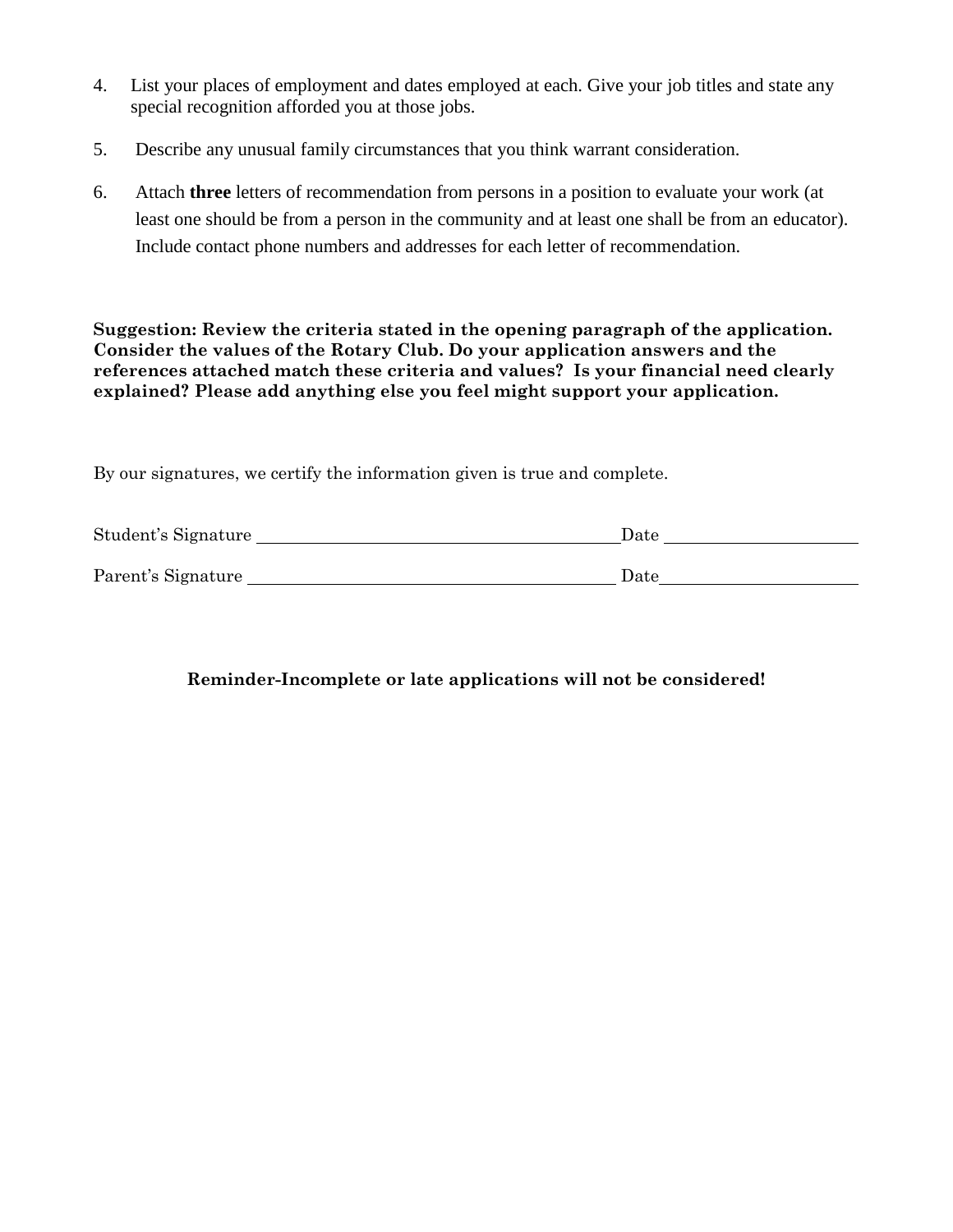4. List your places of employment and dates employed at each. Give your job titles and state any special recognition afforded you at those jobs.

5. Describe any unusual family circumstances that you think warrant consideration.

6. Attach **three** letters of recommendation from persons in a position to evaluate your work (at least one should be from a person in the community and at least one shall be from an educator). Include contact phone numbers and addresses for each letter of recommendation.

**Suggestion: Review the criteria stated in the opening paragraph of the application. Consider the values of the Rotary Club. Do your application answers and the references attached match these criteria and values? Is your financial need clearly explained? Please add anything else you feel might support your application.**

By our signatures, we certify the information given is true and complete.

Student's Signature ________________________________________ Date ____________________

Parent's Signature ________________________________________ Date ____________________

**Reminder-Incomplete or late applications will not be considered!**